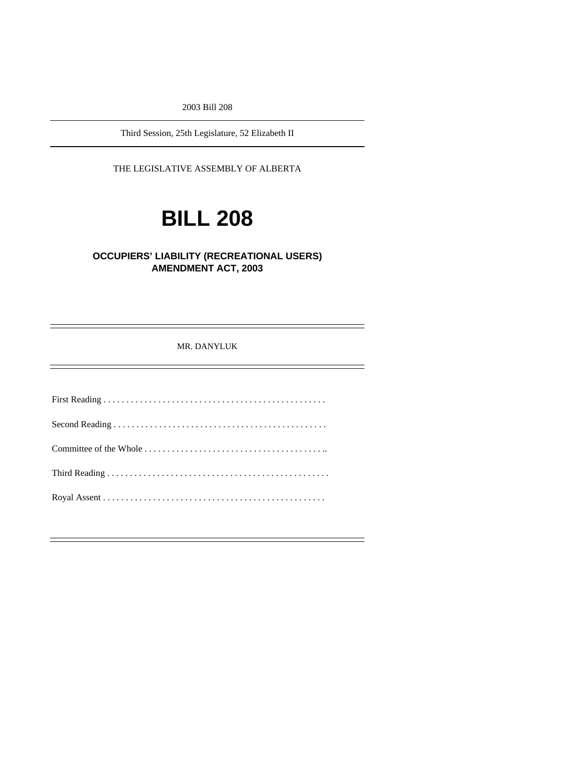2003 Bill 208

Third Session, 25th Legislature, 52 Elizabeth II

THE LEGISLATIVE ASSEMBLY OF ALBERTA

# BILL 208

## OCCUPIERS' LIABILITY (RECREATIONAL USERS) AMENDMENT ACT, 2003

MR. DANYLUK

First Reading . . . . . . . . . . . . . . . . . . . . . . . . . . . . . . . . . . . . . . . . . . . . . . . . .

Second Reading . . . . . . . . . . . . . . . . . . . . . . . . . . . . . . . . . . . . . . . . . . . . . . .

Committee of the Whole . . . . . . . . . . . . . . . . . . . . . . . . . . . . . . . . . . . . . . . ..

Third Reading . . . . . . . . . . . . . . . . . . . . . . . . . . . . . . . . . . . . . . . . . . . . . . . . .

Royal Assent . . . . . . . . . . . . . . . . . . . . . . . . . . . . . . . . . . . . . . . . . . . . . . . . .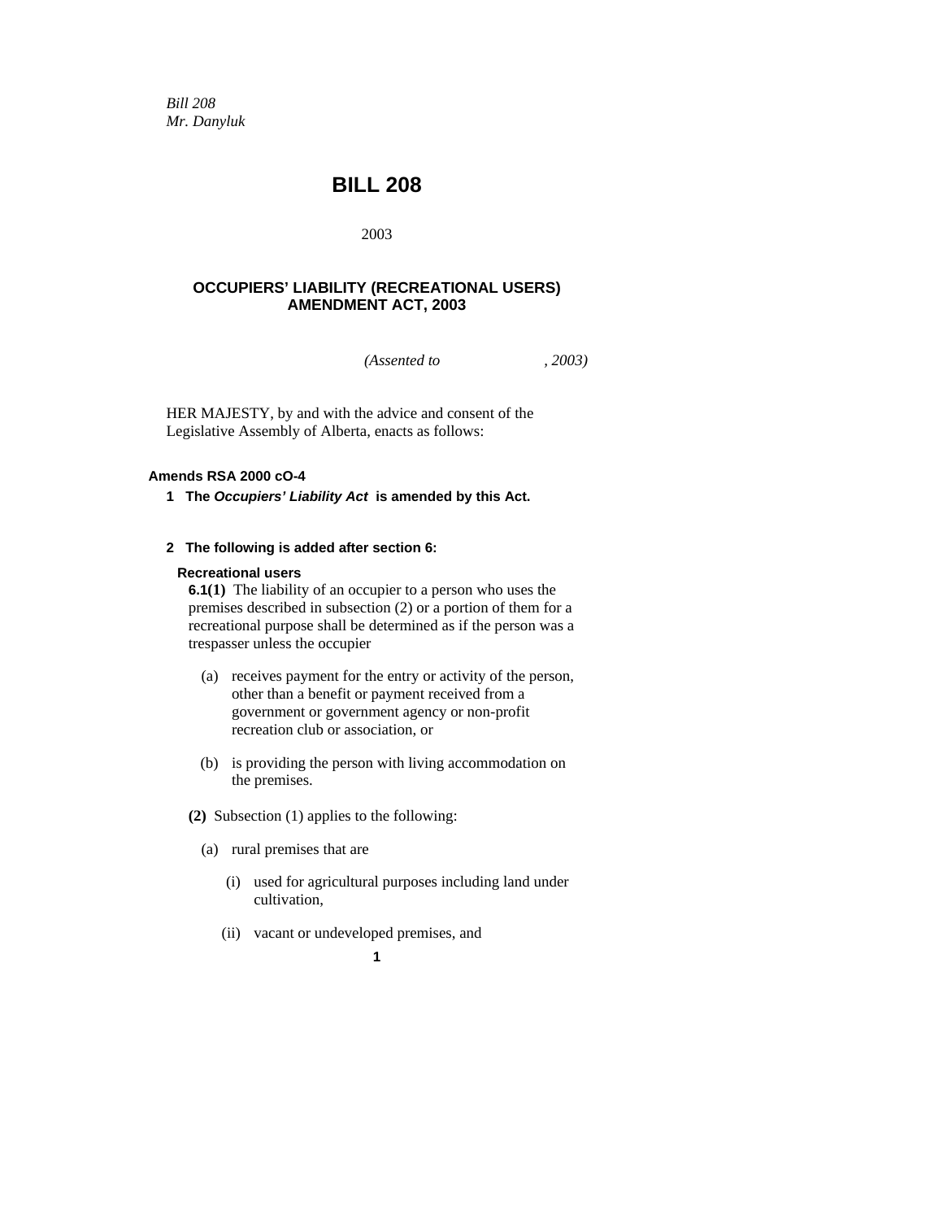*Bill 208*
*Mr. Danyluk*

# BILL 208

2003

## OCCUPIERS' LIABILITY (RECREATIONAL USERS) AMENDMENT ACT, 2003

*(Assented to , 2003)*

HER MAJESTY, by and with the advice and consent of the Legislative Assembly of Alberta, enacts as follows:

**Amends RSA 2000 cO-4**

**1 The *Occupiers' Liability Act* is amended by this Act.**

**2 The following is added after section 6:**

**Recreational users**

**6.1(1)** The liability of an occupier to a person who uses the premises described in subsection (2) or a portion of them for a recreational purpose shall be determined as if the person was a trespasser unless the occupier

(a) receives payment for the entry or activity of the person, other than a benefit or payment received from a government or government agency or non-profit recreation club or association, or

(b) is providing the person with living accommodation on the premises.

**(2)** Subsection (1) applies to the following:

(a) rural premises that are

(i) used for agricultural purposes including land under cultivation,

(ii) vacant or undeveloped premises, and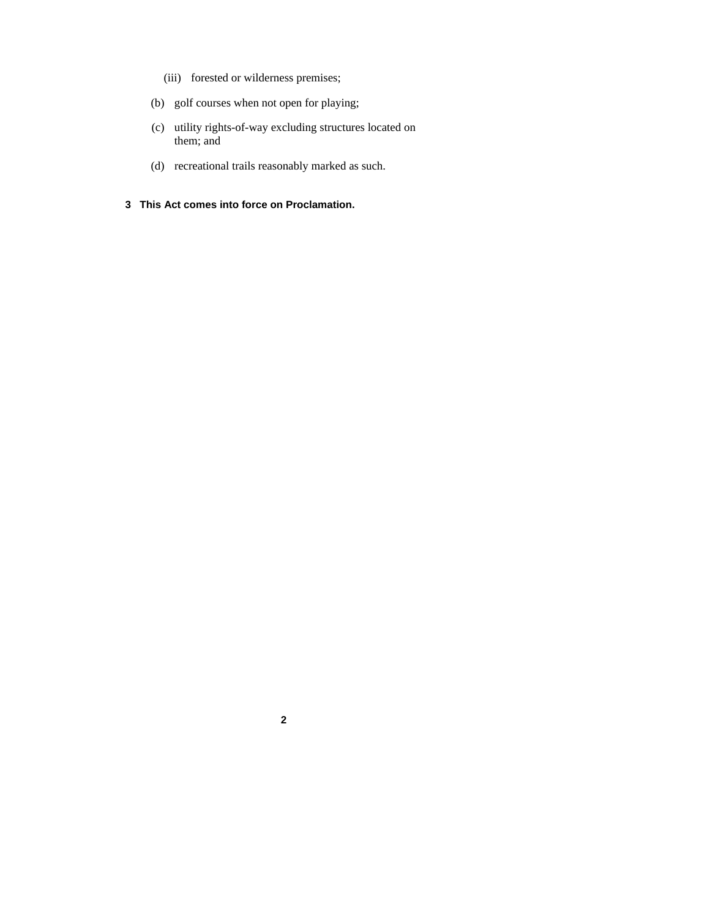(iii) forested or wilderness premises;

(b) golf courses when not open for playing;

(c) utility rights-of-way excluding structures located on them; and

(d) recreational trails reasonably marked as such.

**3 This Act comes into force on Proclamation.**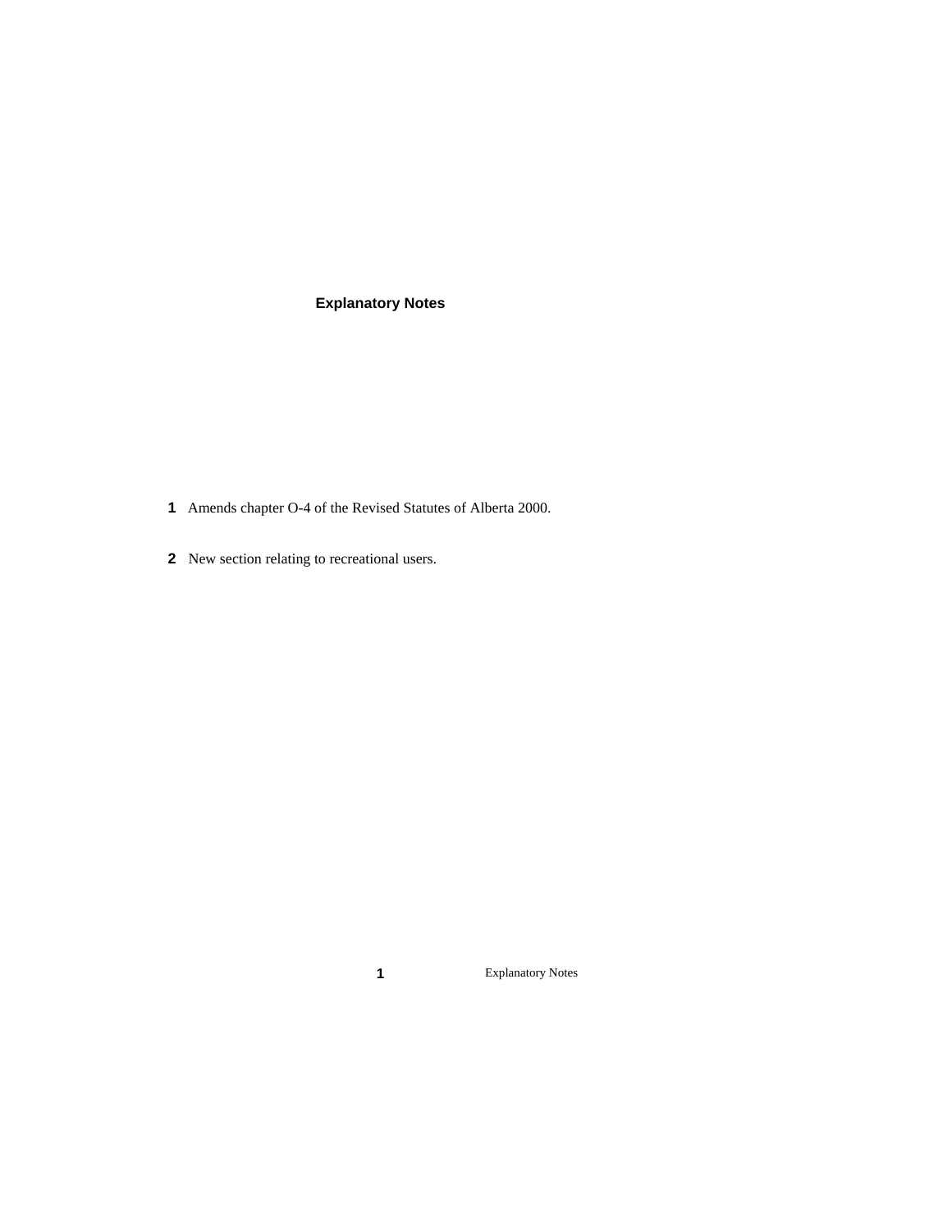## Explanatory Notes

**1** Amends chapter O-4 of the Revised Statutes of Alberta 2000.

**2** New section relating to recreational users.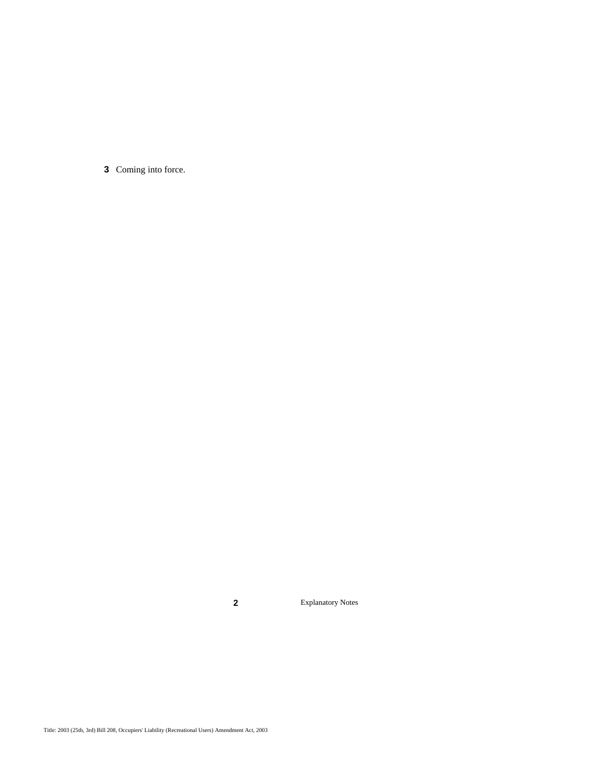**3** Coming into force.